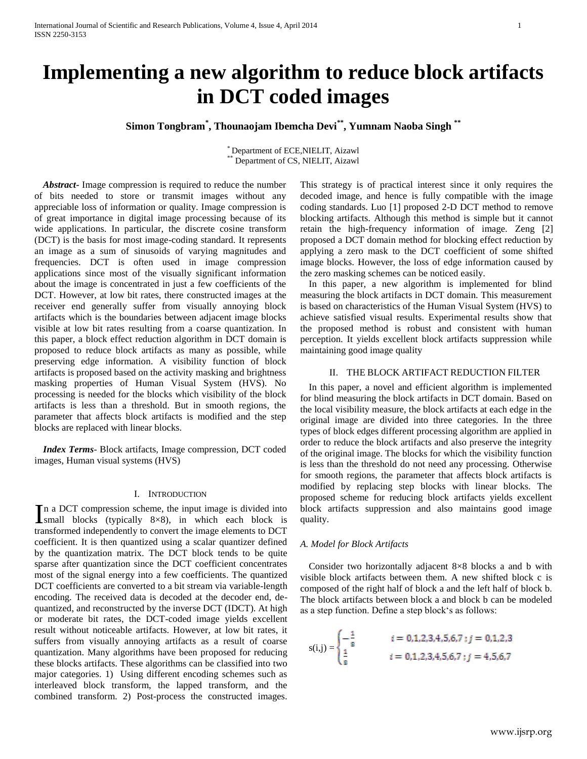# Implementing a new algorithm to reduce block artifacts in DCT coded images

**Simon Tongbram[*], Thounaojam Ibemcha Devi[**], Yumnam Naoba Singh [**]**

[*] Department of ECE,NIELIT, Aizawl
[**] Department of CS, NIELIT, Aizawl

***Abstract***- Image compression is required to reduce the number of bits needed to store or transmit images without any appreciable loss of information or quality. Image compression is of great importance in digital image processing because of its wide applications. In particular, the discrete cosine transform (DCT) is the basis for most image-coding standard. It represents an image as a sum of sinusoids of varying magnitudes and frequencies. DCT is often used in image compression applications since most of the visually significant information about the image is concentrated in just a few coefficients of the DCT. However, at low bit rates, there constructed images at the receiver end generally suffer from visually annoying block artifacts which is the boundaries between adjacent image blocks visible at low bit rates resulting from a coarse quantization. In this paper, a block effect reduction algorithm in DCT domain is proposed to reduce block artifacts as many as possible, while preserving edge information. A visibility function of block artifacts is proposed based on the activity masking and brightness masking properties of Human Visual System (HVS). No processing is needed for the blocks which visibility of the block artifacts is less than a threshold. But in smooth regions, the parameter that affects block artifacts is modified and the step blocks are replaced with linear blocks.

***Index Terms***- Block artifacts, Image compression, DCT coded images, Human visual systems (HVS)

## I. Introduction

In a DCT compression scheme, the input image is divided into small blocks (typically 8×8), in which each block is transformed independently to convert the image elements to DCT coefficient. It is then quantized using a scalar quantizer defined by the quantization matrix. The DCT block tends to be quite sparse after quantization since the DCT coefficient concentrates most of the signal energy into a few coefficients. The quantized DCT coefficients are converted to a bit stream via variable-length encoding. The received data is decoded at the decoder end, de-quantized, and reconstructed by the inverse DCT (IDCT). At high or moderate bit rates, the DCT-coded image yields excellent result without noticeable artifacts. However, at low bit rates, it suffers from visually annoying artifacts as a result of coarse quantization. Many algorithms have been proposed for reducing these blocks artifacts. These algorithms can be classified into two major categories. 1) Using different encoding schemes such as interleaved block transform, the lapped transform, and the combined transform. 2) Post-process the constructed images. This strategy is of practical interest since it only requires the decoded image, and hence is fully compatible with the image coding standards. Luo [1] proposed 2-D DCT method to remove blocking artifacts. Although this method is simple but it cannot retain the high-frequency information of image. Zeng [2] proposed a DCT domain method for blocking effect reduction by applying a zero mask to the DCT coefficient of some shifted image blocks. However, the loss of edge information caused by the zero masking schemes can be noticed easily.

In this paper, a new algorithm is implemented for blind measuring the block artifacts in DCT domain. This measurement is based on characteristics of the Human Visual System (HVS) to achieve satisfied visual results. Experimental results show that the proposed method is robust and consistent with human perception. It yields excellent block artifacts suppression while maintaining good image quality

## II. The Block Artifact Reduction Filter

In this paper, a novel and efficient algorithm is implemented for blind measuring the block artifacts in DCT domain. Based on the local visibility measure, the block artifacts at each edge in the original image are divided into three categories. In the three types of block edges different processing algorithm are applied in order to reduce the block artifacts and also preserve the integrity of the original image. The blocks for which the visibility function is less than the threshold do not need any processing. Otherwise for smooth regions, the parameter that affects block artifacts is modified by replacing step blocks with linear blocks. The proposed scheme for reducing block artifacts yields excellent block artifacts suppression and also maintains good image quality.

### *A. Model for Block Artifacts*

Consider two horizontally adjacent 8×8 blocks a and b with visible block artifacts between them. A new shifted block c is composed of the right half of block a and the left half of block b. The block artifacts between block a and block b can be modeled as a step function. Define a step block's as follows:

$$s(i,j) = \begin{cases} -\frac{1}{8} & i = 0,1,2,3,4,5,6,7 \, ; \, j = 0,1,2,3 \\ \frac{1}{8} & i = 0,1,2,3,4,5,6,7 \, ; \, j = 4,5,6,7 \end{cases}$$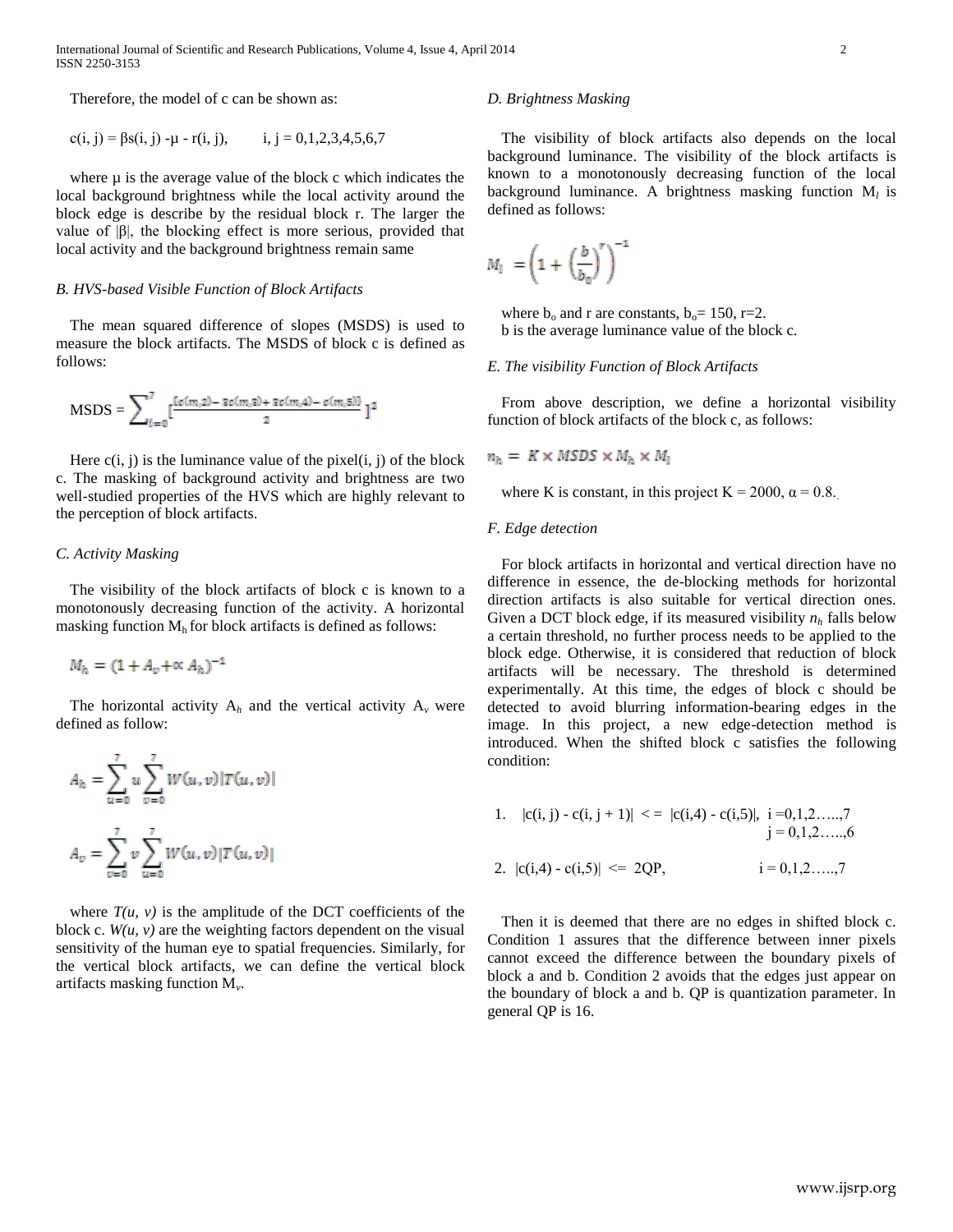Therefore, the model of c can be shown as:

$$c(i, j) = \beta s(i, j) - \mu - r(i, j), \qquad i, j = 0,1,2,3,4,5,6,7$$

where μ is the average value of the block c which indicates the local background brightness while the local activity around the block edge is describe by the residual block r. The larger the value of |β|, the blocking effect is more serious, provided that local activity and the background brightness remain same

### B. HVS-based Visible Function of Block Artifacts

The mean squared difference of slopes (MSDS) is used to measure the block artifacts. The MSDS of block c is defined as follows:

$$\text{MSDS} = \sum_{i=0}^{7} \left[\frac{(c(m,2) - 3c(m,3) + 3c(m,4) - c(m,5))}{2}\right]^2$$

Here c(i, j) is the luminance value of the pixel(i, j) of the block c. The masking of background activity and brightness are two well-studied properties of the HVS which are highly relevant to the perception of block artifacts.

### C. Activity Masking

The visibility of the block artifacts of block c is known to a monotonously decreasing function of the activity. A horizontal masking function $M_h$ for block artifacts is defined as follows:

$$M_h = (1 + A_v + \propto A_h)^{-1}$$

The horizontal activity $A_h$ and the vertical activity $A_v$ were defined as follow:

$$A_h = \sum_{u=0}^{7} u \sum_{v=0}^{7} W(u,v)|T(u,v)|$$

$$A_v = \sum_{v=0}^{7} v \sum_{u=0}^{7} W(u,v)|T(u,v)|$$

where $T(u, v)$ is the amplitude of the DCT coefficients of the block c. $W(u, v)$ are the weighting factors dependent on the visual sensitivity of the human eye to spatial frequencies. Similarly, for the vertical block artifacts, we can define the vertical block artifacts masking function $M_v$.

### D. Brightness Masking

The visibility of block artifacts also depends on the local background luminance. The visibility of the block artifacts is known to a monotonously decreasing function of the local background luminance. A brightness masking function $M_l$ is defined as follows:

$$M_l = \left(1 + \left(\frac{b}{b_0}\right)^r\right)^{-1}$$

where $b_o$ and r are constants, $b_o = 150$, r=2.
b is the average luminance value of the block c.

### E. The visibility Function of Block Artifacts

From above description, we define a horizontal visibility function of block artifacts of the block c, as follows:

$$n_h = K \times MSDS \times M_h \times M_l$$

where K is constant, in this project K = 2000, α = 0.8.

### F. Edge detection

For block artifacts in horizontal and vertical direction have no difference in essence, the de-blocking methods for horizontal direction artifacts is also suitable for vertical direction ones. Given a DCT block edge, if its measured visibility $n_h$ falls below a certain threshold, no further process needs to be applied to the block edge. Otherwise, it is considered that reduction of block artifacts will be necessary. The threshold is determined experimentally. At this time, the edges of block c should be detected to avoid blurring information-bearing edges in the image. In this project, a new edge-detection method is introduced. When the shifted block c satisfies the following condition:

1. $|c(i, j) - c(i, j + 1)| \le |c(i,4) - c(i,5)|$, $i = 0,1,2\ldots,7$; $j = 0,1,2\ldots,6$
2. $|c(i,4) - c(i,5)| \le 2QP$, $i = 0,1,2\ldots,7$

Then it is deemed that there are no edges in shifted block c. Condition 1 assures that the difference between inner pixels cannot exceed the difference between the boundary pixels of block a and b. Condition 2 avoids that the edges just appear on the boundary of block a and b. QP is quantization parameter. In general QP is 16.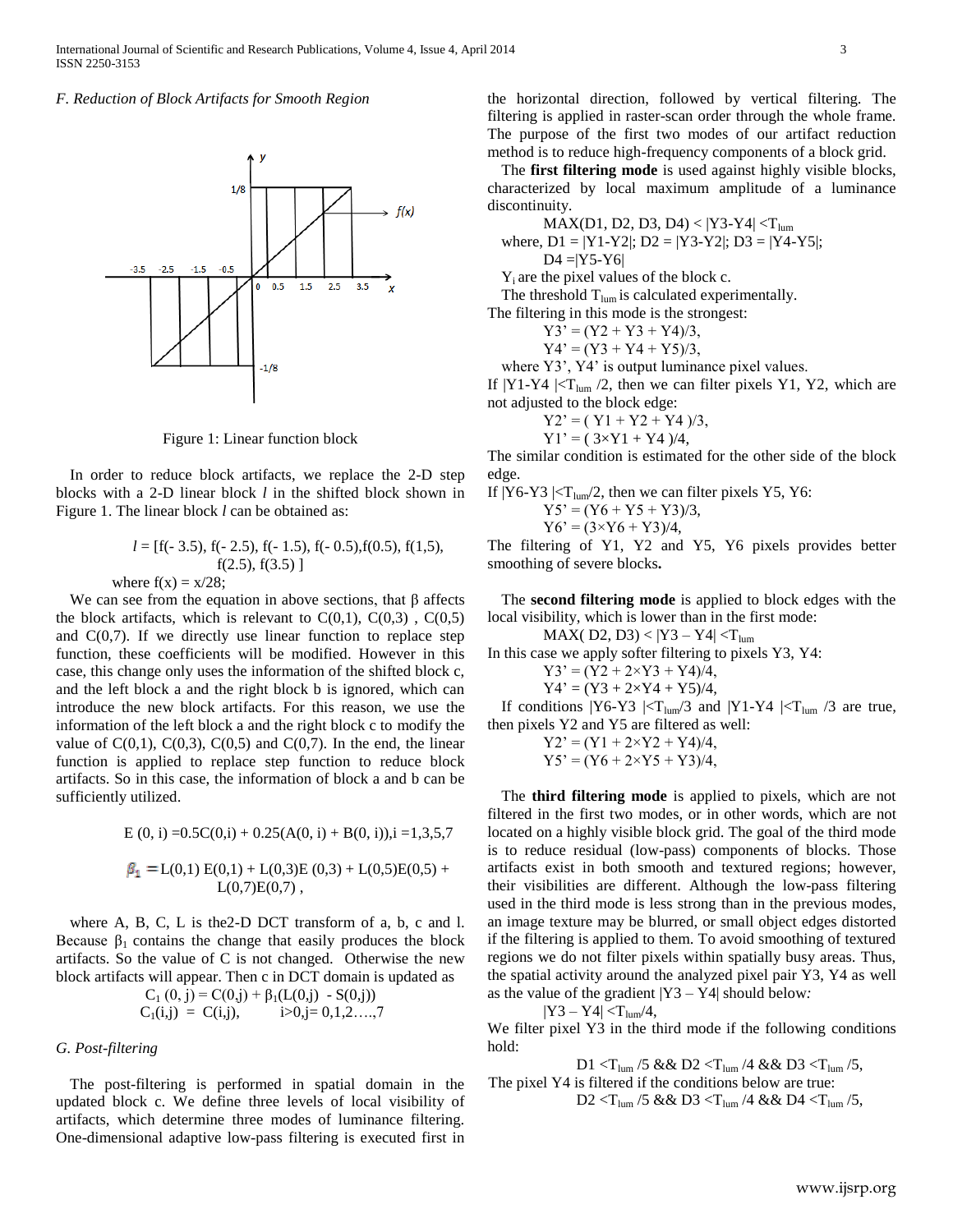### F. Reduction of Block Artifacts for Smooth Region

Figure 1: Linear function block

In order to reduce block artifacts, we replace the 2-D step blocks with a 2-D linear block $l$ in the shifted block shown in Figure 1. The linear block $l$ can be obtained as:

$$l = [f(-3.5), f(-2.5), f(-1.5), f(-0.5), f(0.5), f(1,5), f(2.5), f(3.5)]$$

where $f(x) = x/28$;

We can see from the equation in above sections, that β affects the block artifacts, which is relevant to C(0,1), C(0,3) , C(0,5) and C(0,7). If we directly use linear function to replace step function, these coefficients will be modified. However in this case, this change only uses the information of the shifted block c, and the left block a and the right block b is ignored, which can introduce the new block artifacts. For this reason, we use the information of the left block a and the right block c to modify the value of C(0,1), C(0,3), C(0,5) and C(0,7). In the end, the linear function is applied to replace step function to reduce block artifacts. So in this case, the information of block a and b can be sufficiently utilized.

$$E(0, i) = 0.5C(0,i) + 0.25(A(0, i) + B(0, i)), i = 1,3,5,7$$

$$\beta_1 = L(0,1)E(0,1) + L(0,3)E(0,3) + L(0,5)E(0,5) + L(0,7)E(0,7),$$

where A, B, C, L is the2-D DCT transform of a, b, c and l. Because $\beta_1$ contains the change that easily produces the block artifacts. So the value of C is not changed. Otherwise the new block artifacts will appear. Then c in DCT domain is updated as

$$C_1(0, j) = C(0,j) + \beta_1(L(0,j) - S(0,j))$$

$$C_1(i,j) = C(i,j), \qquad i>0, j= 0,1,2\ldots,7$$

### G. Post-filtering

The post-filtering is performed in spatial domain in the updated block c. We define three levels of local visibility of artifacts, which determine three modes of luminance filtering. One-dimensional adaptive low-pass filtering is executed first in the horizontal direction, followed by vertical filtering. The filtering is applied in raster-scan order through the whole frame. The purpose of the first two modes of our artifact reduction method is to reduce high-frequency components of a block grid.

The **first filtering mode** is used against highly visible blocks, characterized by local maximum amplitude of a luminance discontinuity.

$$MAX(D1, D2, D3, D4) < |Y3-Y4| < T_{lum}$$

where, $D1 = |Y1-Y2|$; $D2 = |Y3-Y2|$; $D3 = |Y4-Y5|$; $D4 = |Y5-Y6|$

$Y_i$ are the pixel values of the block c.

The threshold $T_{lum}$ is calculated experimentally.

The filtering in this mode is the strongest:

$$Y3' = (Y2 + Y3 + Y4)/3,$$

$$Y4' = (Y3 + Y4 + Y5)/3,$$

where Y3', Y4' is output luminance pixel values.

If $|Y1-Y4| < T_{lum}/2$, then we can filter pixels Y1, Y2, which are not adjusted to the block edge:

$$Y2' = (Y1 + Y2 + Y4)/3,$$

$$Y1' = (3\times Y1 + Y4)/4,$$

The similar condition is estimated for the other side of the block edge.

If $|Y6-Y3| < T_{lum}/2$, then we can filter pixels Y5, Y6:

$$Y5' = (Y6 + Y5 + Y3)/3,$$

$$Y6' = (3\times Y6 + Y3)/4,$$

The filtering of Y1, Y2 and Y5, Y6 pixels provides better smoothing of severe blocks**.**

The **second filtering mode** is applied to block edges with the local visibility, which is lower than in the first mode:

$$MAX(D2, D3) < |Y3 - Y4| < T_{lum}$$

In this case we apply softer filtering to pixels Y3, Y4:

$$Y3' = (Y2 + 2\times Y3 + Y4)/4,$$

$$Y4' = (Y3 + 2\times Y4 + Y5)/4,$$

If conditions $|Y6-Y3| < T_{lum}/3$ and $|Y1-Y4| < T_{lum}/3$ are true, then pixels Y2 and Y5 are filtered as well:

$$Y2' = (Y1 + 2\times Y2 + Y4)/4,$$

$$Y5' = (Y6 + 2\times Y5 + Y3)/4,$$

The **third filtering mode** is applied to pixels, which are not filtered in the first two modes, or in other words, which are not located on a highly visible block grid. The goal of the third mode is to reduce residual (low-pass) components of blocks. Those artifacts exist in both smooth and textured regions; however, their visibilities are different. Although the low-pass filtering used in the third mode is less strong than in the previous modes, an image texture may be blurred, or small object edges distorted if the filtering is applied to them. To avoid smoothing of textured regions we do not filter pixels within spatially busy areas. Thus, the spatial activity around the analyzed pixel pair Y3, Y4 as well as the value of the gradient |Y3 – Y4| should below*:*

$$|Y3 - Y4| < T_{lum}/4,$$

We filter pixel Y3 in the third mode if the following conditions hold:

$$D1 < T_{lum}/5 \;\&\&\; D2 < T_{lum}/4 \;\&\&\; D3 < T_{lum}/5,$$

The pixel Y4 is filtered if the conditions below are true:

$$D2 < T_{lum}/5 \;\&\&\; D3 < T_{lum}/4 \;\&\&\; D4 < T_{lum}/5,$$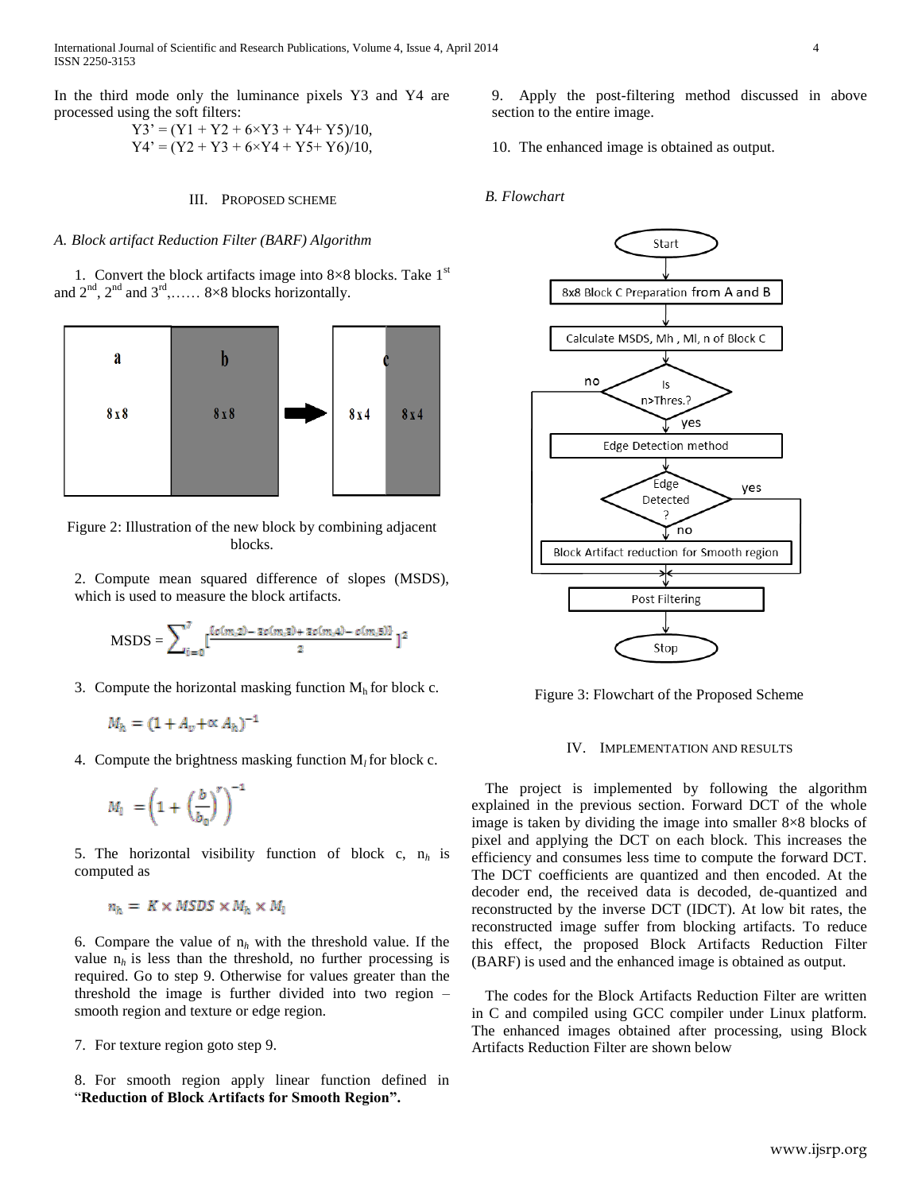In the third mode only the luminance pixels Y3 and Y4 are processed using the soft filters:

$$Y3' = (Y1 + Y2 + 6\times Y3 + Y4 + Y5)/10,$$
$$Y4' = (Y2 + Y3 + 6\times Y4 + Y5 + Y6)/10,$$

## III. Proposed Scheme

### A. Block artifact Reduction Filter (BARF) Algorithm

1. Convert the block artifacts image into 8×8 blocks. Take 1st and 2nd, 2nd and 3rd,…… 8×8 blocks horizontally.

Figure 2: Illustration of the new block by combining adjacent blocks.

2. Compute mean squared difference of slopes (MSDS), which is used to measure the block artifacts.

$$\text{MSDS} = \sum_{i=0}^{7}\left[\frac{(c(m,2) - 3c(m,3) + 3c(m,4) - c(m,5))}{2}\right]^2$$

3. Compute the horizontal masking function $M_h$ for block c.

$$M_h = (1 + A_v + \propto A_h)^{-1}$$

4. Compute the brightness masking function $M_l$ for block c.

$$M_l = \left(1 + \left(\frac{b}{b_0}\right)^{\gamma}\right)^{-1}$$

5. The horizontal visibility function of block c, $n_h$ is computed as

$$n_h = K \times MSDS \times M_h \times M_l$$

6. Compare the value of $n_h$ with the threshold value. If the value $n_h$ is less than the threshold, no further processing is required. Go to step 9. Otherwise for values greater than the threshold the image is further divided into two region – smooth region and texture or edge region.

7. For texture region goto step 9.

8. For smooth region apply linear function defined in "**Reduction of Block Artifacts for Smooth Region".**

9. Apply the post-filtering method discussed in above section to the entire image.

10. The enhanced image is obtained as output.

### B. Flowchart

Figure 3: Flowchart of the Proposed Scheme

## IV. Implementation and Results

The project is implemented by following the algorithm explained in the previous section. Forward DCT of the whole image is taken by dividing the image into smaller 8×8 blocks of pixel and applying the DCT on each block. This increases the efficiency and consumes less time to compute the forward DCT. The DCT coefficients are quantized and then encoded. At the decoder end, the received data is decoded, de-quantized and reconstructed by the inverse DCT (IDCT). At low bit rates, the reconstructed image suffer from blocking artifacts. To reduce this effect, the proposed Block Artifacts Reduction Filter (BARF) is used and the enhanced image is obtained as output.

The codes for the Block Artifacts Reduction Filter are written in C and compiled using GCC compiler under Linux platform. The enhanced images obtained after processing, using Block Artifacts Reduction Filter are shown below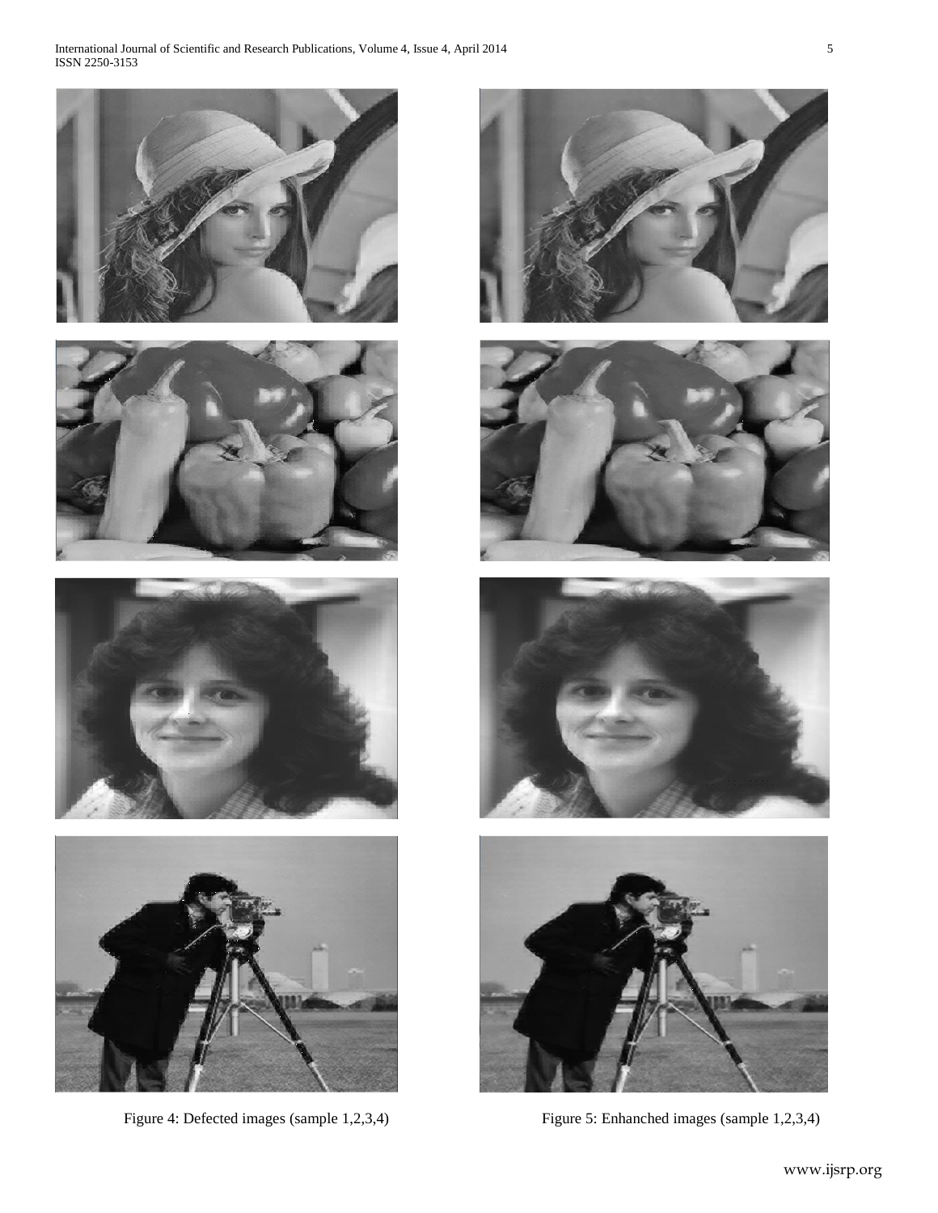Figure 4: Defected images (sample 1,2,3,4)

Figure 5: Enhanched images (sample 1,2,3,4)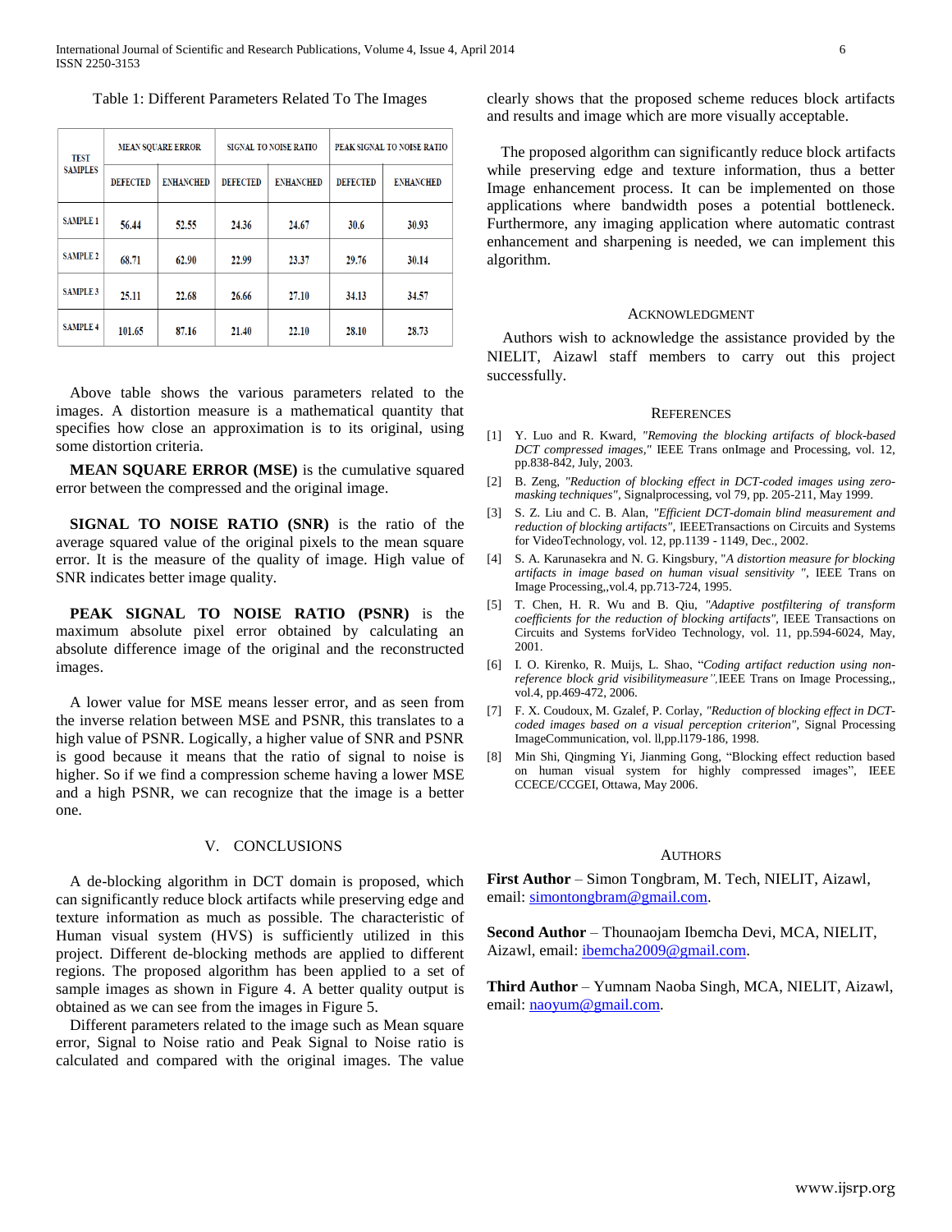Table 1: Different Parameters Related To The Images

| TEST SAMPLES | MEAN SQUARE ERROR | | SIGNAL TO NOISE RATIO | | PEAK SIGNAL TO NOISE RATIO | |
|---|---|---|---|---|---|---|
| | DEFECTED | ENHANCHED | DEFECTED | ENHANCHED | DEFECTED | ENHANCHED |
| SAMPLE 1 | 56.44 | 52.55 | 24.36 | 24.67 | 30.6 | 30.93 |
| SAMPLE 2 | 68.71 | 62.90 | 22.99 | 23.37 | 29.76 | 30.14 |
| SAMPLE 3 | 25.11 | 22.68 | 26.66 | 27.10 | 34.13 | 34.57 |
| SAMPLE 4 | 101.65 | 87.16 | 21.40 | 22.10 | 28.10 | 28.73 |

Above table shows the various parameters related to the images. A distortion measure is a mathematical quantity that specifies how close an approximation is to its original, using some distortion criteria.

**MEAN SQUARE ERROR (MSE)** is the cumulative squared error between the compressed and the original image.

**SIGNAL TO NOISE RATIO (SNR)** is the ratio of the average squared value of the original pixels to the mean square error. It is the measure of the quality of image. High value of SNR indicates better image quality.

**PEAK SIGNAL TO NOISE RATIO (PSNR)** is the maximum absolute pixel error obtained by calculating an absolute difference image of the original and the reconstructed images.

A lower value for MSE means lesser error, and as seen from the inverse relation between MSE and PSNR, this translates to a high value of PSNR. Logically, a higher value of SNR and PSNR is good because it means that the ratio of signal to noise is higher. So if we find a compression scheme having a lower MSE and a high PSNR, we can recognize that the image is a better one.

## V. CONCLUSIONS

A de-blocking algorithm in DCT domain is proposed, which can significantly reduce block artifacts while preserving edge and texture information as much as possible. The characteristic of Human visual system (HVS) is sufficiently utilized in this project. Different de-blocking methods are applied to different regions. The proposed algorithm has been applied to a set of sample images as shown in Figure 4. A better quality output is obtained as we can see from the images in Figure 5.

Different parameters related to the image such as Mean square error, Signal to Noise ratio and Peak Signal to Noise ratio is calculated and compared with the original images. The value clearly shows that the proposed scheme reduces block artifacts and results and image which are more visually acceptable.

The proposed algorithm can significantly reduce block artifacts while preserving edge and texture information, thus a better Image enhancement process. It can be implemented on those applications where bandwidth poses a potential bottleneck. Furthermore, any imaging application where automatic contrast enhancement and sharpening is needed, we can implement this algorithm.

## ACKNOWLEDGMENT

Authors wish to acknowledge the assistance provided by the NIELIT, Aizawl staff members to carry out this project successfully.

## REFERENCES

[1] Y. Luo and R. Kward, *"Removing the blocking artifacts of block-based DCT compressed images,"* IEEE Trans onImage and Processing, vol. 12, pp.838-842, July, 2003.

[2] B. Zeng, *"Reduction of blocking effect in DCT-coded images using zero-masking techniques"*, Signalprocessing, vol 79, pp. 205-211, May 1999.

[3] S. Z. Liu and C. B. Alan, *"Efficient DCT-domain blind measurement and reduction of blocking artifacts"*, IEEETransactions on Circuits and Systems for VideoTechnology, vol. 12, pp.1139 - 1149, Dec., 2002.

[4] S. A. Karunasekra and N. G. Kingsbury, "*A distortion measure for blocking artifacts in image based on human visual sensitivity* ", IEEE Trans on Image Processing,,vol.4, pp.713-724, 1995.

[5] T. Chen, H. R. Wu and B. Qiu, *"Adaptive postfiltering of transform coefficients for the reduction of blocking artifacts"*, IEEE Transactions on Circuits and Systems forVideo Technology, vol. 11, pp.594-6024, May, 2001.

[6] I. O. Kirenko, R. Muijs, L. Shao, "*Coding artifact reduction using non-reference block grid visibilitymeasure",*IEEE Trans on Image Processing,, vol.4, pp.469-472, 2006.

[7] F. X. Coudoux, M. Gzalef, P. Corlay, *"Reduction of blocking effect in DCT-coded images based on a visual perception criterion"*, Signal Processing ImageCommunication, vol. ll,pp.l179-186, 1998.

[8] Min Shi, Qingming Yi, Jianming Gong, "Blocking effect reduction based on human visual system for highly compressed images", IEEE CCECE/CCGEI, Ottawa, May 2006.

## AUTHORS

**First Author** – Simon Tongbram, M. Tech, NIELIT, Aizawl, email: simontongbram@gmail.com.

**Second Author** – Thounaojam Ibemcha Devi, MCA, NIELIT, Aizawl, email: ibemcha2009@gmail.com.

**Third Author** – Yumnam Naoba Singh, MCA, NIELIT, Aizawl, email: naoyum@gmail.com.